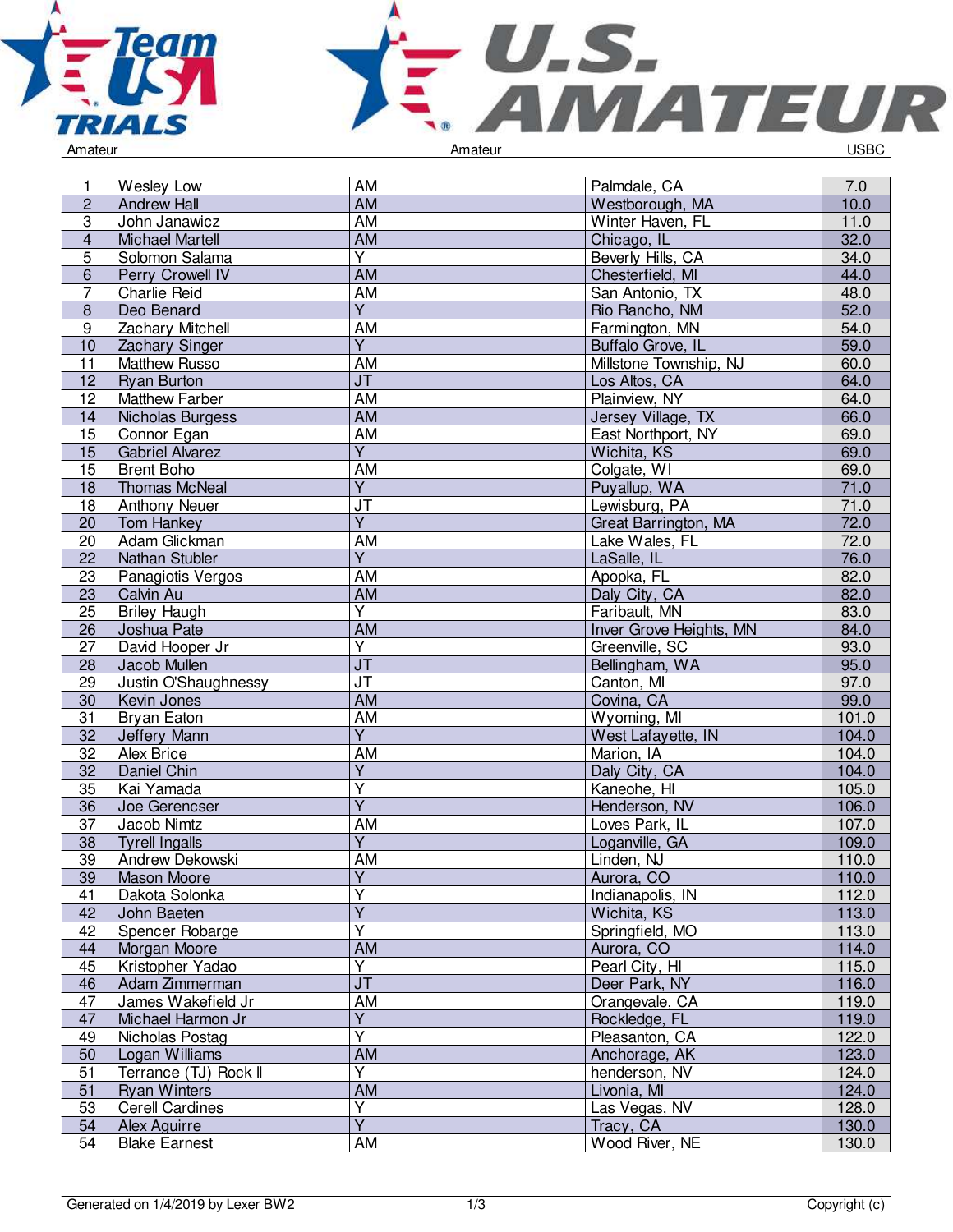Amateur Amateur USBC

| | | | | |
|---|---|---|---|---|
| 1 | Wesley Low | AM | Palmdale, CA | 7.0 |
| 2 | Andrew Hall | AM | Westborough, MA | 10.0 |
| 3 | John Janawicz | AM | Winter Haven, FL | 11.0 |
| 4 | Michael Martell | AM | Chicago, IL | 32.0 |
| 5 | Solomon Salama | Y | Beverly Hills, CA | 34.0 |
| 6 | Perry Crowell IV | AM | Chesterfield, MI | 44.0 |
| 7 | Charlie Reid | AM | San Antonio, TX | 48.0 |
| 8 | Deo Benard | Y | Rio Rancho, NM | 52.0 |
| 9 | Zachary Mitchell | AM | Farmington, MN | 54.0 |
| 10 | Zachary Singer | Y | Buffalo Grove, IL | 59.0 |
| 11 | Matthew Russo | AM | Millstone Township, NJ | 60.0 |
| 12 | Ryan Burton | JT | Los Altos, CA | 64.0 |
| 12 | Matthew Farber | AM | Plainview, NY | 64.0 |
| 14 | Nicholas Burgess | AM | Jersey Village, TX | 66.0 |
| 15 | Connor Egan | AM | East Northport, NY | 69.0 |
| 15 | Gabriel Alvarez | Y | Wichita, KS | 69.0 |
| 15 | Brent Boho | AM | Colgate, WI | 69.0 |
| 18 | Thomas McNeal | Y | Puyallup, WA | 71.0 |
| 18 | Anthony Neuer | JT | Lewisburg, PA | 71.0 |
| 20 | Tom Hankey | Y | Great Barrington, MA | 72.0 |
| 20 | Adam Glickman | AM | Lake Wales, FL | 72.0 |
| 22 | Nathan Stubler | Y | LaSalle, IL | 76.0 |
| 23 | Panagiotis Vergos | AM | Apopka, FL | 82.0 |
| 23 | Calvin Au | AM | Daly City, CA | 82.0 |
| 25 | Briley Haugh | Y | Faribault, MN | 83.0 |
| 26 | Joshua Pate | AM | Inver Grove Heights, MN | 84.0 |
| 27 | David Hooper Jr | Y | Greenville, SC | 93.0 |
| 28 | Jacob Mullen | JT | Bellingham, WA | 95.0 |
| 29 | Justin O'Shaughnessy | JT | Canton, MI | 97.0 |
| 30 | Kevin Jones | AM | Covina, CA | 99.0 |
| 31 | Bryan Eaton | AM | Wyoming, MI | 101.0 |
| 32 | Jeffery Mann | Y | West Lafayette, IN | 104.0 |
| 32 | Alex Brice | AM | Marion, IA | 104.0 |
| 32 | Daniel Chin | Y | Daly City, CA | 104.0 |
| 35 | Kai Yamada | Y | Kaneohe, HI | 105.0 |
| 36 | Joe Gerencser | Y | Henderson, NV | 106.0 |
| 37 | Jacob Nimtz | AM | Loves Park, IL | 107.0 |
| 38 | Tyrell Ingalls | Y | Loganville, GA | 109.0 |
| 39 | Andrew Dekowski | AM | Linden, NJ | 110.0 |
| 39 | Mason Moore | Y | Aurora, CO | 110.0 |
| 41 | Dakota Solonka | Y | Indianapolis, IN | 112.0 |
| 42 | John Baeten | Y | Wichita, KS | 113.0 |
| 42 | Spencer Robarge | Y | Springfield, MO | 113.0 |
| 44 | Morgan Moore | AM | Aurora, CO | 114.0 |
| 45 | Kristopher Yadao | Y | Pearl City, HI | 115.0 |
| 46 | Adam Zimmerman | JT | Deer Park, NY | 116.0 |
| 47 | James Wakefield Jr | AM | Orangevale, CA | 119.0 |
| 47 | Michael Harmon Jr | Y | Rockledge, FL | 119.0 |
| 49 | Nicholas Postag | Y | Pleasanton, CA | 122.0 |
| 50 | Logan Williams | AM | Anchorage, AK | 123.0 |
| 51 | Terrance (TJ) Rock II | Y | henderson, NV | 124.0 |
| 51 | Ryan Winters | AM | Livonia, MI | 124.0 |
| 53 | Cerell Cardines | Y | Las Vegas, NV | 128.0 |
| 54 | Alex Aguirre | Y | Tracy, CA | 130.0 |
| 54 | Blake Earnest | AM | Wood River, NE | 130.0 |

Generated on 1/4/2019 by Lexer BW2 Copyright (c)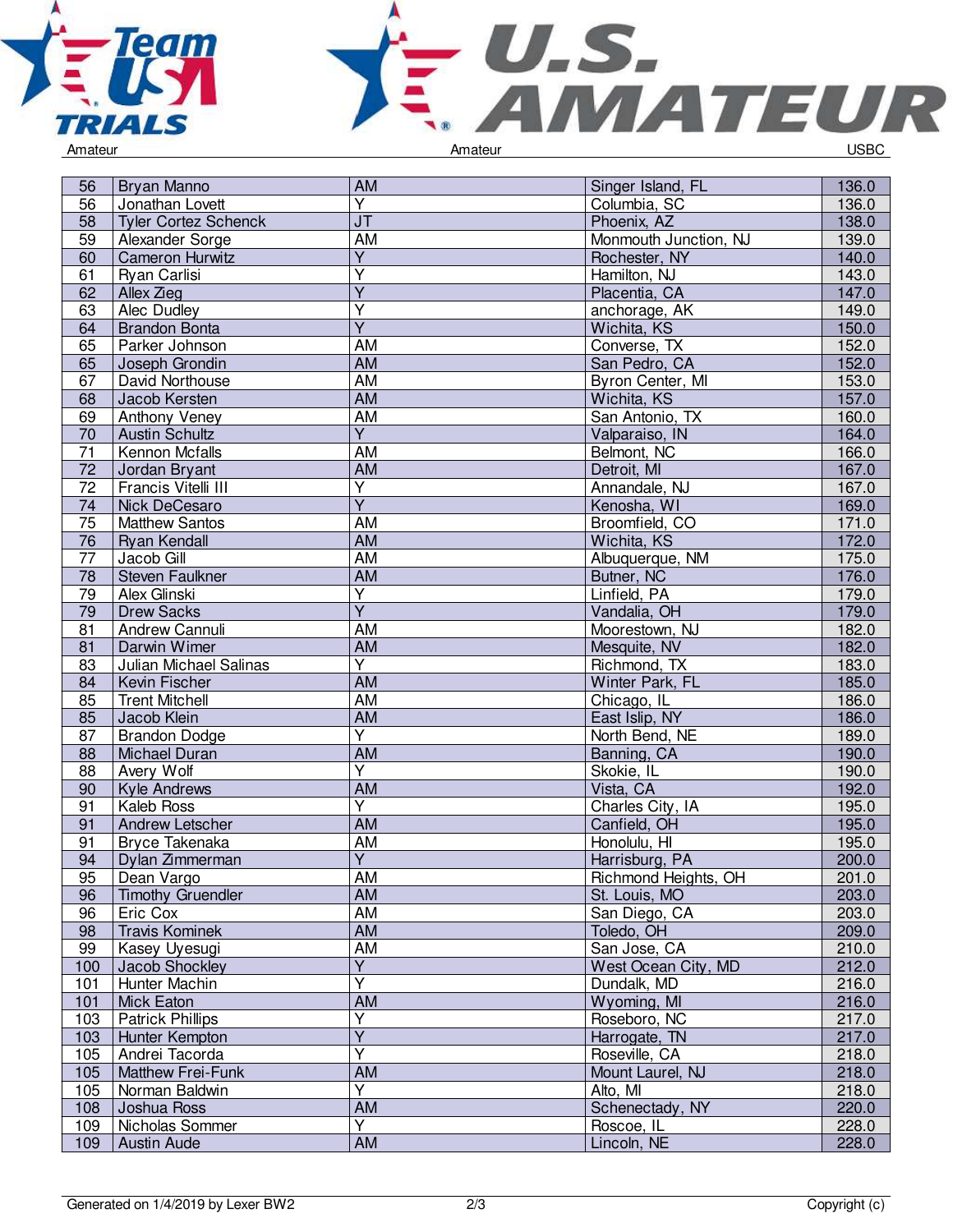| 56 | Bryan Manno | AM | Singer Island, FL | 136.0 |
|---|---|---|---|---|
| 56 | Jonathan Lovett | Y | Columbia, SC | 136.0 |
| 58 | Tyler Cortez Schenck | JT | Phoenix, AZ | 138.0 |
| 59 | Alexander Sorge | AM | Monmouth Junction, NJ | 139.0 |
| 60 | Cameron Hurwitz | Y | Rochester, NY | 140.0 |
| 61 | Ryan Carlisi | Y | Hamilton, NJ | 143.0 |
| 62 | Allex Zieg | Y | Placentia, CA | 147.0 |
| 63 | Alec Dudley | Y | anchorage, AK | 149.0 |
| 64 | Brandon Bonta | Y | Wichita, KS | 150.0 |
| 65 | Parker Johnson | AM | Converse, TX | 152.0 |
| 65 | Joseph Grondin | AM | San Pedro, CA | 152.0 |
| 67 | David Northouse | AM | Byron Center, MI | 153.0 |
| 68 | Jacob Kersten | AM | Wichita, KS | 157.0 |
| 69 | Anthony Veney | AM | San Antonio, TX | 160.0 |
| 70 | Austin Schultz | Y | Valparaiso, IN | 164.0 |
| 71 | Kennon Mcfalls | AM | Belmont, NC | 166.0 |
| 72 | Jordan Bryant | AM | Detroit, MI | 167.0 |
| 72 | Francis Vitelli III | Y | Annandale, NJ | 167.0 |
| 74 | Nick DeCesaro | Y | Kenosha, WI | 169.0 |
| 75 | Matthew Santos | AM | Broomfield, CO | 171.0 |
| 76 | Ryan Kendall | AM | Wichita, KS | 172.0 |
| 77 | Jacob Gill | AM | Albuquerque, NM | 175.0 |
| 78 | Steven Faulkner | AM | Butner, NC | 176.0 |
| 79 | Alex Glinski | Y | Linfield, PA | 179.0 |
| 79 | Drew Sacks | Y | Vandalia, OH | 179.0 |
| 81 | Andrew Cannuli | AM | Moorestown, NJ | 182.0 |
| 81 | Darwin Wimer | AM | Mesquite, NV | 182.0 |
| 83 | Julian Michael Salinas | Y | Richmond, TX | 183.0 |
| 84 | Kevin Fischer | AM | Winter Park, FL | 185.0 |
| 85 | Trent Mitchell | AM | Chicago, IL | 186.0 |
| 85 | Jacob Klein | AM | East Islip, NY | 186.0 |
| 87 | Brandon Dodge | Y | North Bend, NE | 189.0 |
| 88 | Michael Duran | AM | Banning, CA | 190.0 |
| 88 | Avery Wolf | Y | Skokie, IL | 190.0 |
| 90 | Kyle Andrews | AM | Vista, CA | 192.0 |
| 91 | Kaleb Ross | Y | Charles City, IA | 195.0 |
| 91 | Andrew Letscher | AM | Canfield, OH | 195.0 |
| 91 | Bryce Takenaka | AM | Honolulu, HI | 195.0 |
| 94 | Dylan Zimmerman | Y | Harrisburg, PA | 200.0 |
| 95 | Dean Vargo | AM | Richmond Heights, OH | 201.0 |
| 96 | Timothy Gruendler | AM | St. Louis, MO | 203.0 |
| 96 | Eric Cox | AM | San Diego, CA | 203.0 |
| 98 | Travis Kominek | AM | Toledo, OH | 209.0 |
| 99 | Kasey Uyesugi | AM | San Jose, CA | 210.0 |
| 100 | Jacob Shockley | Y | West Ocean City, MD | 212.0 |
| 101 | Hunter Machin | Y | Dundalk, MD | 216.0 |
| 101 | Mick Eaton | AM | Wyoming, MI | 216.0 |
| 103 | Patrick Phillips | Y | Roseboro, NC | 217.0 |
| 103 | Hunter Kempton | Y | Harrogate, TN | 217.0 |
| 105 | Andrei Tacorda | Y | Roseville, CA | 218.0 |
| 105 | Matthew Frei-Funk | AM | Mount Laurel, NJ | 218.0 |
| 105 | Norman Baldwin | Y | Alto, MI | 218.0 |
| 108 | Joshua Ross | AM | Schenectady, NY | 220.0 |
| 109 | Nicholas Sommer | Y | Roscoe, IL | 228.0 |
| 109 | Austin Aude | AM | Lincoln, NE | 228.0 |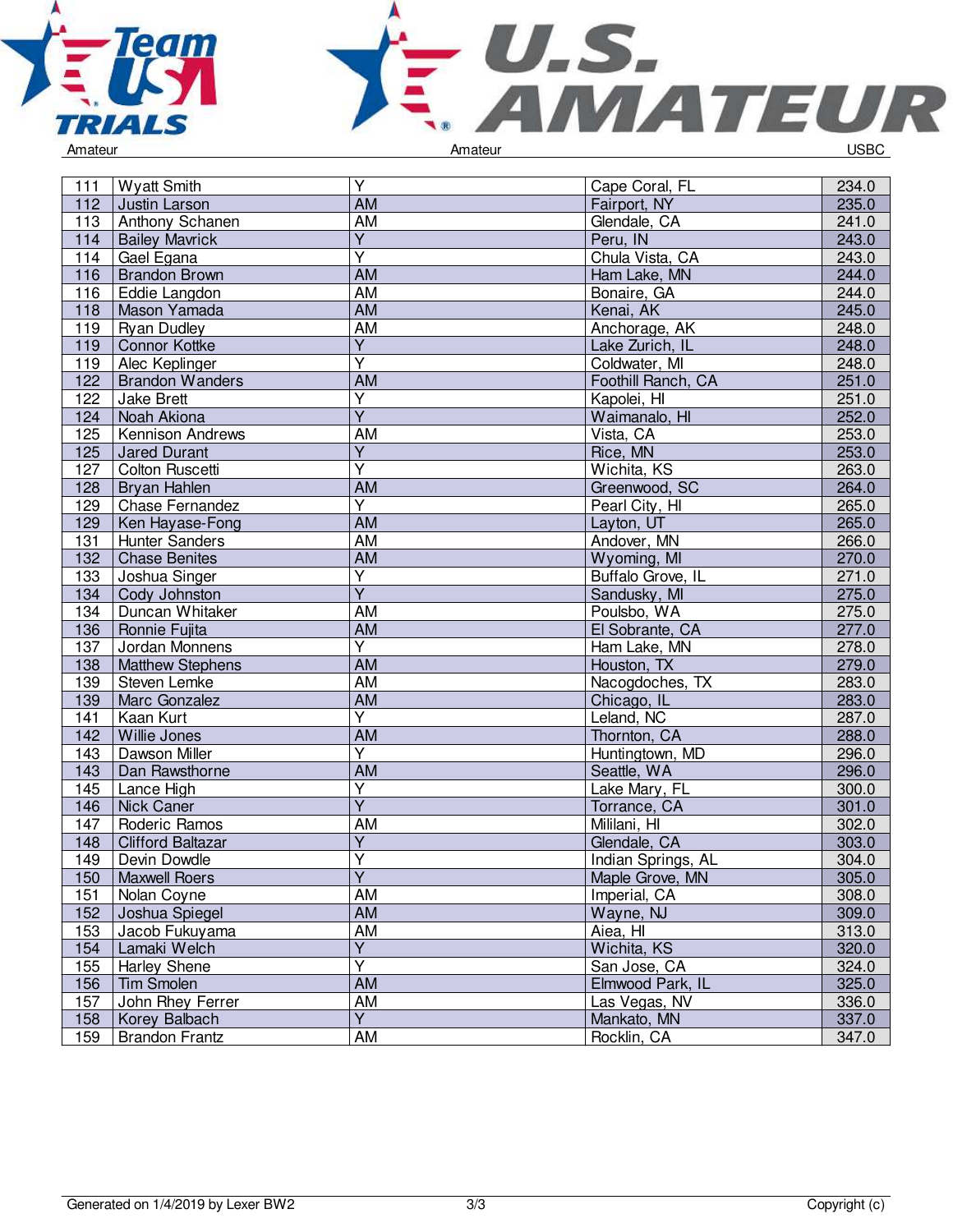| | | | | |
|---|---|---|---|---|
| 111 | Wyatt Smith | Y | Cape Coral, FL | 234.0 |
| 112 | Justin Larson | AM | Fairport, NY | 235.0 |
| 113 | Anthony Schanen | AM | Glendale, CA | 241.0 |
| 114 | Bailey Mavrick | Y | Peru, IN | 243.0 |
| 114 | Gael Egana | Y | Chula Vista, CA | 243.0 |
| 116 | Brandon Brown | AM | Ham Lake, MN | 244.0 |
| 116 | Eddie Langdon | AM | Bonaire, GA | 244.0 |
| 118 | Mason Yamada | AM | Kenai, AK | 245.0 |
| 119 | Ryan Dudley | AM | Anchorage, AK | 248.0 |
| 119 | Connor Kottke | Y | Lake Zurich, IL | 248.0 |
| 119 | Alec Keplinger | Y | Coldwater, MI | 248.0 |
| 122 | Brandon Wanders | AM | Foothill Ranch, CA | 251.0 |
| 122 | Jake Brett | Y | Kapolei, HI | 251.0 |
| 124 | Noah Akiona | Y | Waimanalo, HI | 252.0 |
| 125 | Kennison Andrews | AM | Vista, CA | 253.0 |
| 125 | Jared Durant | Y | Rice, MN | 253.0 |
| 127 | Colton Ruscetti | Y | Wichita, KS | 263.0 |
| 128 | Bryan Hahlen | AM | Greenwood, SC | 264.0 |
| 129 | Chase Fernandez | Y | Pearl City, HI | 265.0 |
| 129 | Ken Hayase-Fong | AM | Layton, UT | 265.0 |
| 131 | Hunter Sanders | AM | Andover, MN | 266.0 |
| 132 | Chase Benites | AM | Wyoming, MI | 270.0 |
| 133 | Joshua Singer | Y | Buffalo Grove, IL | 271.0 |
| 134 | Cody Johnston | Y | Sandusky, MI | 275.0 |
| 134 | Duncan Whitaker | AM | Poulsbo, WA | 275.0 |
| 136 | Ronnie Fujita | AM | El Sobrante, CA | 277.0 |
| 137 | Jordan Monnens | Y | Ham Lake, MN | 278.0 |
| 138 | Matthew Stephens | AM | Houston, TX | 279.0 |
| 139 | Steven Lemke | AM | Nacogdoches, TX | 283.0 |
| 139 | Marc Gonzalez | AM | Chicago, IL | 283.0 |
| 141 | Kaan Kurt | Y | Leland, NC | 287.0 |
| 142 | Willie Jones | AM | Thornton, CA | 288.0 |
| 143 | Dawson Miller | Y | Huntingtown, MD | 296.0 |
| 143 | Dan Rawsthorne | AM | Seattle, WA | 296.0 |
| 145 | Lance High | Y | Lake Mary, FL | 300.0 |
| 146 | Nick Caner | Y | Torrance, CA | 301.0 |
| 147 | Roderic Ramos | AM | Mililani, HI | 302.0 |
| 148 | Clifford Baltazar | Y | Glendale, CA | 303.0 |
| 149 | Devin Dowdle | Y | Indian Springs, AL | 304.0 |
| 150 | Maxwell Roers | Y | Maple Grove, MN | 305.0 |
| 151 | Nolan Coyne | AM | Imperial, CA | 308.0 |
| 152 | Joshua Spiegel | AM | Wayne, NJ | 309.0 |
| 153 | Jacob Fukuyama | AM | Aiea, HI | 313.0 |
| 154 | Lamaki Welch | Y | Wichita, KS | 320.0 |
| 155 | Harley Shene | Y | San Jose, CA | 324.0 |
| 156 | Tim Smolen | AM | Elmwood Park, IL | 325.0 |
| 157 | John Rhey Ferrer | AM | Las Vegas, NV | 336.0 |
| 158 | Korey Balbach | Y | Mankato, MN | 337.0 |
| 159 | Brandon Frantz | AM | Rocklin, CA | 347.0 |

Generated on 1/4/2019 by Lexer BW2 — Copyright (c)